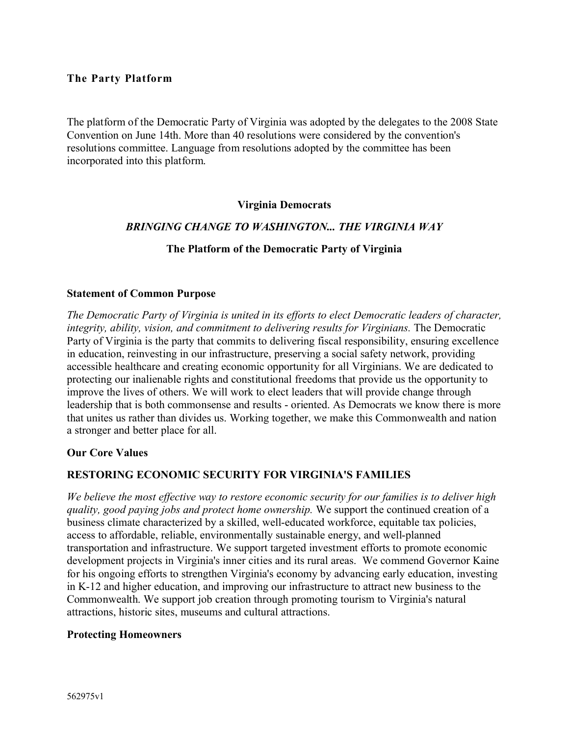## The Party Platform

The platform of the Democratic Party of Virginia was adopted by the delegates to the 2008 State Convention on June 14th. More than 40 resolutions were considered by the convention's resolutions committee. Language from resolutions adopted by the committee has been incorporated into this platform.

**Virginia Democrats**

***BRINGING CHANGE TO WASHINGTON... THE VIRGINIA WAY***

**The Platform of the Democratic Party of Virginia**

### Statement of Common Purpose

*The Democratic Party of Virginia is united in its efforts to elect Democratic leaders of character, integrity, ability, vision, and commitment to delivering results for Virginians.* The Democratic Party of Virginia is the party that commits to delivering fiscal responsibility, ensuring excellence in education, reinvesting in our infrastructure, preserving a social safety network, providing accessible healthcare and creating economic opportunity for all Virginians. We are dedicated to protecting our inalienable rights and constitutional freedoms that provide us the opportunity to improve the lives of others. We will work to elect leaders that will provide change through leadership that is both commonsense and results - oriented. As Democrats we know there is more that unites us rather than divides us. Working together, we make this Commonwealth and nation a stronger and better place for all.

### Our Core Values

### RESTORING ECONOMIC SECURITY FOR VIRGINIA'S FAMILIES

*We believe the most effective way to restore economic security for our families is to deliver high quality, good paying jobs and protect home ownership.* We support the continued creation of a business climate characterized by a skilled, well-educated workforce, equitable tax policies, access to affordable, reliable, environmentally sustainable energy, and well-planned transportation and infrastructure. We support targeted investment efforts to promote economic development projects in Virginia's inner cities and its rural areas. We commend Governor Kaine for his ongoing efforts to strengthen Virginia's economy by advancing early education, investing in K-12 and higher education, and improving our infrastructure to attract new business to the Commonwealth. We support job creation through promoting tourism to Virginia's natural attractions, historic sites, museums and cultural attractions.

### Protecting Homeowners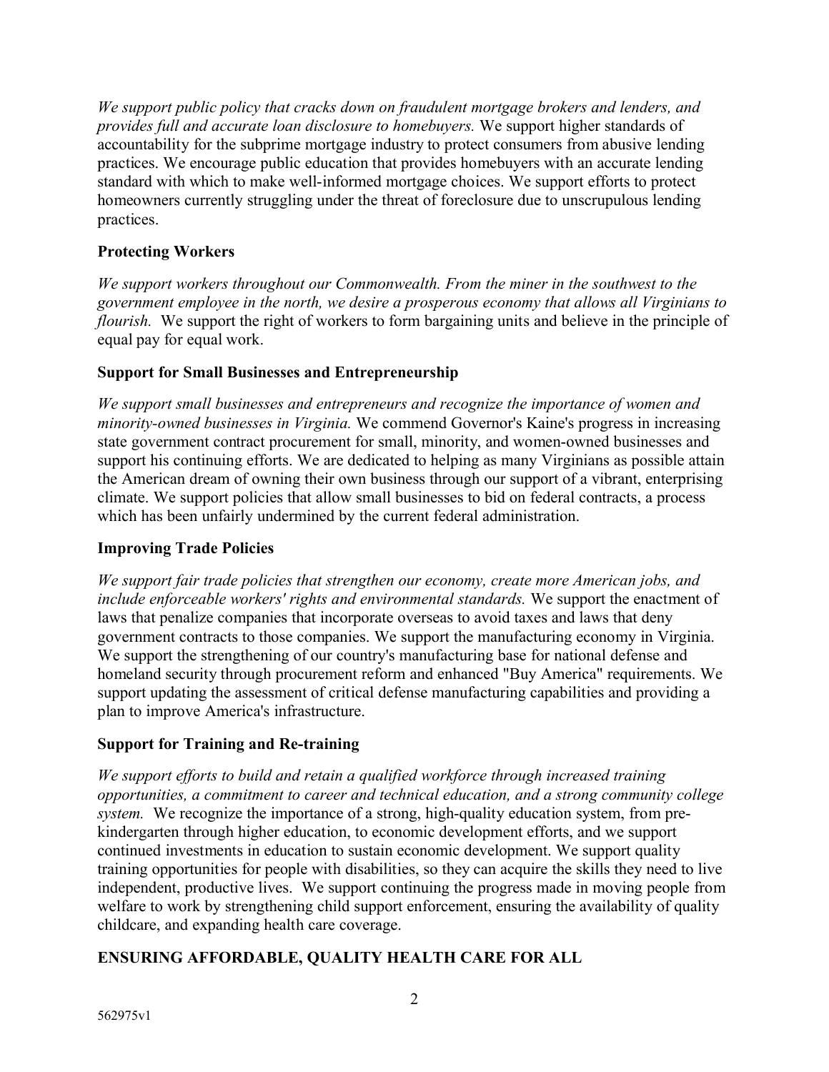*We support public policy that cracks down on fraudulent mortgage brokers and lenders, and provides full and accurate loan disclosure to homebuyers.* We support higher standards of accountability for the subprime mortgage industry to protect consumers from abusive lending practices. We encourage public education that provides homebuyers with an accurate lending standard with which to make well-informed mortgage choices. We support efforts to protect homeowners currently struggling under the threat of foreclosure due to unscrupulous lending practices.

**Protecting Workers**

*We support workers throughout our Commonwealth. From the miner in the southwest to the government employee in the north, we desire a prosperous economy that allows all Virginians to flourish.* We support the right of workers to form bargaining units and believe in the principle of equal pay for equal work.

**Support for Small Businesses and Entrepreneurship**

*We support small businesses and entrepreneurs and recognize the importance of women and minority-owned businesses in Virginia.* We commend Governor's Kaine's progress in increasing state government contract procurement for small, minority, and women-owned businesses and support his continuing efforts. We are dedicated to helping as many Virginians as possible attain the American dream of owning their own business through our support of a vibrant, enterprising climate. We support policies that allow small businesses to bid on federal contracts, a process which has been unfairly undermined by the current federal administration.

**Improving Trade Policies**

*We support fair trade policies that strengthen our economy, create more American jobs, and include enforceable workers' rights and environmental standards.* We support the enactment of laws that penalize companies that incorporate overseas to avoid taxes and laws that deny government contracts to those companies. We support the manufacturing economy in Virginia. We support the strengthening of our country's manufacturing base for national defense and homeland security through procurement reform and enhanced "Buy America" requirements. We support updating the assessment of critical defense manufacturing capabilities and providing a plan to improve America's infrastructure.

**Support for Training and Re-training**

*We support efforts to build and retain a qualified workforce through increased training opportunities, a commitment to career and technical education, and a strong community college system.* We recognize the importance of a strong, high-quality education system, from pre-kindergarten through higher education, to economic development efforts, and we support continued investments in education to sustain economic development. We support quality training opportunities for people with disabilities, so they can acquire the skills they need to live independent, productive lives. We support continuing the progress made in moving people from welfare to work by strengthening child support enforcement, ensuring the availability of quality childcare, and expanding health care coverage.

## ENSURING AFFORDABLE, QUALITY HEALTH CARE FOR ALL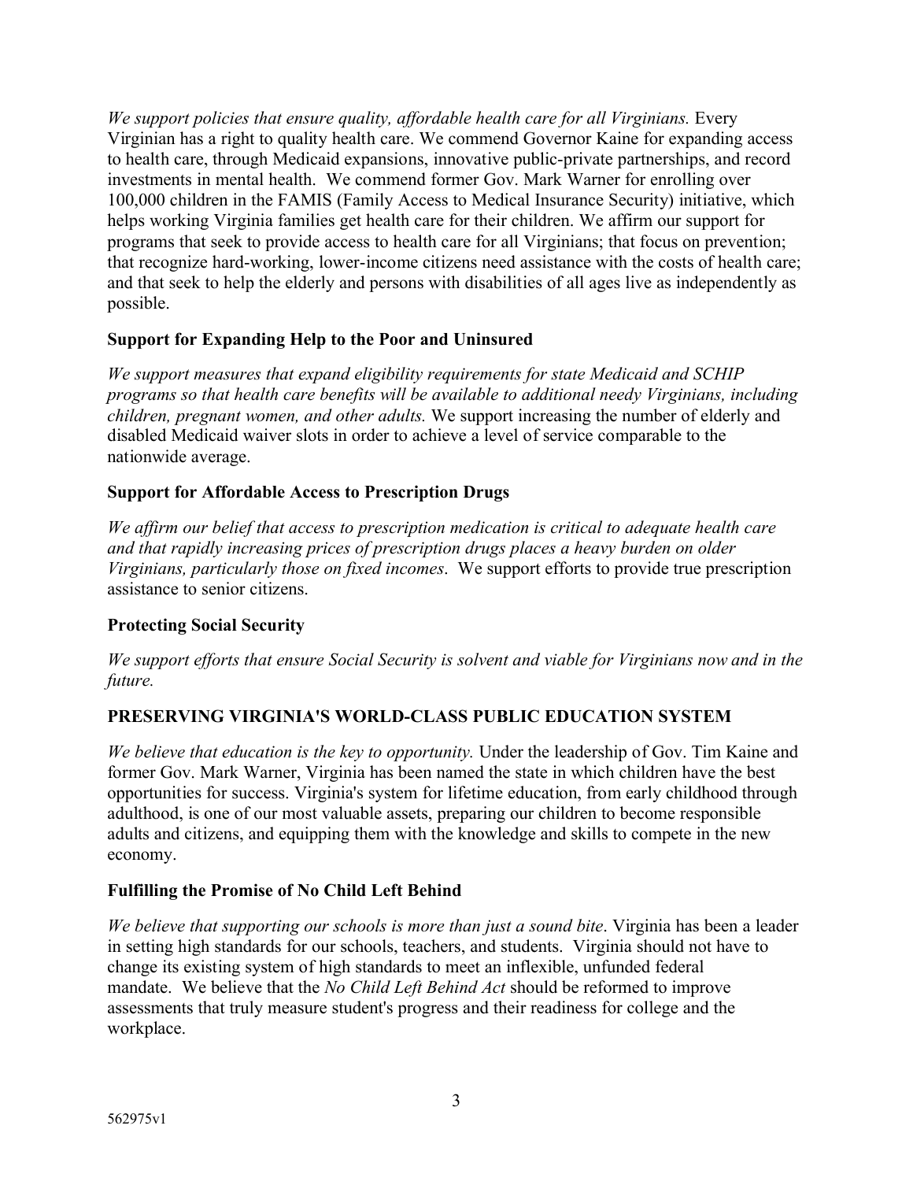*We support policies that ensure quality, affordable health care for all Virginians.* Every Virginian has a right to quality health care. We commend Governor Kaine for expanding access to health care, through Medicaid expansions, innovative public-private partnerships, and record investments in mental health. We commend former Gov. Mark Warner for enrolling over 100,000 children in the FAMIS (Family Access to Medical Insurance Security) initiative, which helps working Virginia families get health care for their children. We affirm our support for programs that seek to provide access to health care for all Virginians; that focus on prevention; that recognize hard-working, lower-income citizens need assistance with the costs of health care; and that seek to help the elderly and persons with disabilities of all ages live as independently as possible.

### Support for Expanding Help to the Poor and Uninsured

*We support measures that expand eligibility requirements for state Medicaid and SCHIP programs so that health care benefits will be available to additional needy Virginians, including children, pregnant women, and other adults.* We support increasing the number of elderly and disabled Medicaid waiver slots in order to achieve a level of service comparable to the nationwide average.

### Support for Affordable Access to Prescription Drugs

*We affirm our belief that access to prescription medication is critical to adequate health care and that rapidly increasing prices of prescription drugs places a heavy burden on older Virginians, particularly those on fixed incomes*. We support efforts to provide true prescription assistance to senior citizens.

### Protecting Social Security

*We support efforts that ensure Social Security is solvent and viable for Virginians now and in the future.*

## PRESERVING VIRGINIA'S WORLD-CLASS PUBLIC EDUCATION SYSTEM

*We believe that education is the key to opportunity.* Under the leadership of Gov. Tim Kaine and former Gov. Mark Warner, Virginia has been named the state in which children have the best opportunities for success. Virginia's system for lifetime education, from early childhood through adulthood, is one of our most valuable assets, preparing our children to become responsible adults and citizens, and equipping them with the knowledge and skills to compete in the new economy.

### Fulfilling the Promise of No Child Left Behind

*We believe that supporting our schools is more than just a sound bite*. Virginia has been a leader in setting high standards for our schools, teachers, and students. Virginia should not have to change its existing system of high standards to meet an inflexible, unfunded federal mandate. We believe that the *No Child Left Behind Act* should be reformed to improve assessments that truly measure student's progress and their readiness for college and the workplace.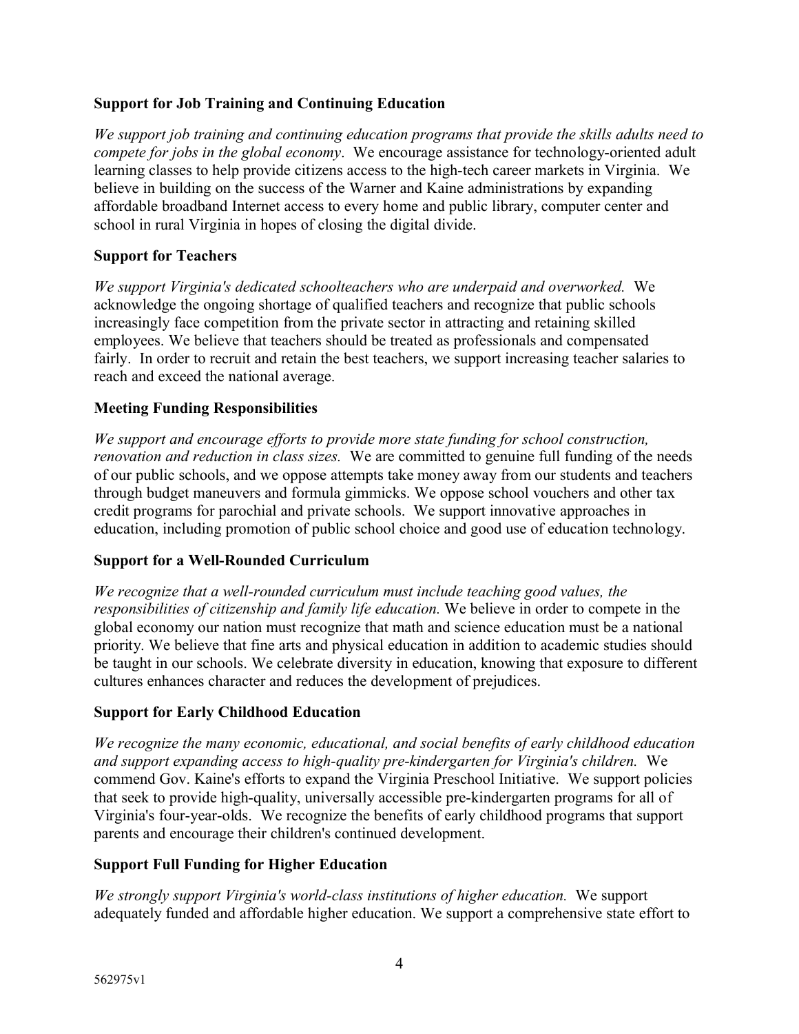### Support for Job Training and Continuing Education

*We support job training and continuing education programs that provide the skills adults need to compete for jobs in the global economy*. We encourage assistance for technology-oriented adult learning classes to help provide citizens access to the high-tech career markets in Virginia. We believe in building on the success of the Warner and Kaine administrations by expanding affordable broadband Internet access to every home and public library, computer center and school in rural Virginia in hopes of closing the digital divide.

### Support for Teachers

*We support Virginia's dedicated schoolteachers who are underpaid and overworked.* We acknowledge the ongoing shortage of qualified teachers and recognize that public schools increasingly face competition from the private sector in attracting and retaining skilled employees. We believe that teachers should be treated as professionals and compensated fairly. In order to recruit and retain the best teachers, we support increasing teacher salaries to reach and exceed the national average.

### Meeting Funding Responsibilities

*We support and encourage efforts to provide more state funding for school construction, renovation and reduction in class sizes.* We are committed to genuine full funding of the needs of our public schools, and we oppose attempts take money away from our students and teachers through budget maneuvers and formula gimmicks. We oppose school vouchers and other tax credit programs for parochial and private schools. We support innovative approaches in education, including promotion of public school choice and good use of education technology.

### Support for a Well-Rounded Curriculum

*We recognize that a well-rounded curriculum must include teaching good values, the responsibilities of citizenship and family life education.* We believe in order to compete in the global economy our nation must recognize that math and science education must be a national priority. We believe that fine arts and physical education in addition to academic studies should be taught in our schools. We celebrate diversity in education, knowing that exposure to different cultures enhances character and reduces the development of prejudices.

### Support for Early Childhood Education

*We recognize the many economic, educational, and social benefits of early childhood education and support expanding access to high-quality pre-kindergarten for Virginia's children.* We commend Gov. Kaine's efforts to expand the Virginia Preschool Initiative. We support policies that seek to provide high-quality, universally accessible pre-kindergarten programs for all of Virginia's four-year-olds. We recognize the benefits of early childhood programs that support parents and encourage their children's continued development.

### Support Full Funding for Higher Education

*We strongly support Virginia's world-class institutions of higher education.* We support adequately funded and affordable higher education. We support a comprehensive state effort to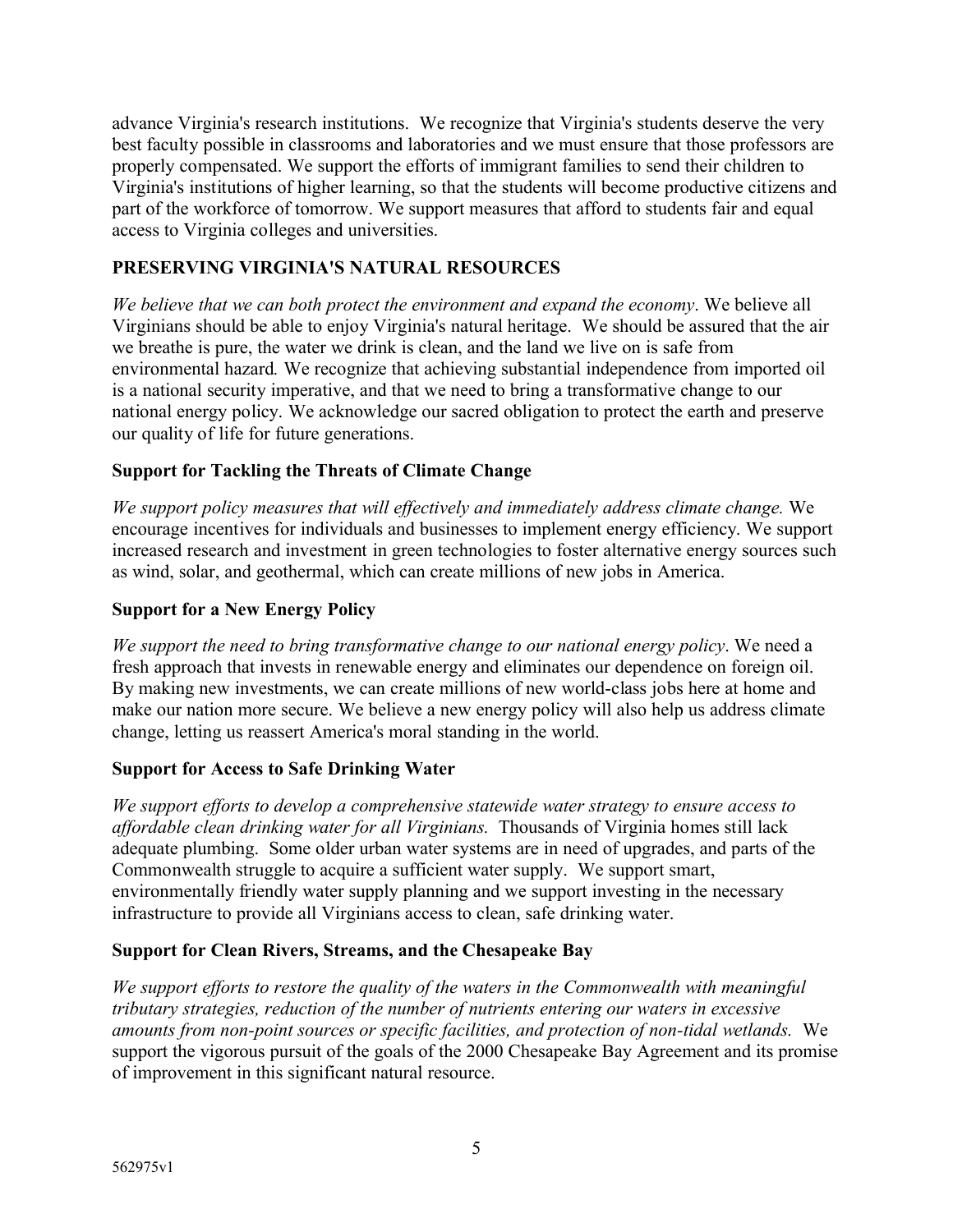advance Virginia's research institutions. We recognize that Virginia's students deserve the very best faculty possible in classrooms and laboratories and we must ensure that those professors are properly compensated. We support the efforts of immigrant families to send their children to Virginia's institutions of higher learning, so that the students will become productive citizens and part of the workforce of tomorrow. We support measures that afford to students fair and equal access to Virginia colleges and universities.

## PRESERVING VIRGINIA'S NATURAL RESOURCES

*We believe that we can both protect the environment and expand the economy*. We believe all Virginians should be able to enjoy Virginia's natural heritage. We should be assured that the air we breathe is pure, the water we drink is clean, and the land we live on is safe from environmental hazard. We recognize that achieving substantial independence from imported oil is a national security imperative, and that we need to bring a transformative change to our national energy policy. We acknowledge our sacred obligation to protect the earth and preserve our quality of life for future generations.

### Support for Tackling the Threats of Climate Change

*We support policy measures that will effectively and immediately address climate change.* We encourage incentives for individuals and businesses to implement energy efficiency. We support increased research and investment in green technologies to foster alternative energy sources such as wind, solar, and geothermal, which can create millions of new jobs in America.

### Support for a New Energy Policy

*We support the need to bring transformative change to our national energy policy*. We need a fresh approach that invests in renewable energy and eliminates our dependence on foreign oil. By making new investments, we can create millions of new world-class jobs here at home and make our nation more secure. We believe a new energy policy will also help us address climate change, letting us reassert America's moral standing in the world.

### Support for Access to Safe Drinking Water

*We support efforts to develop a comprehensive statewide water strategy to ensure access to affordable clean drinking water for all Virginians.* Thousands of Virginia homes still lack adequate plumbing. Some older urban water systems are in need of upgrades, and parts of the Commonwealth struggle to acquire a sufficient water supply. We support smart, environmentally friendly water supply planning and we support investing in the necessary infrastructure to provide all Virginians access to clean, safe drinking water.

### Support for Clean Rivers, Streams, and the Chesapeake Bay

*We support efforts to restore the quality of the waters in the Commonwealth with meaningful tributary strategies, reduction of the number of nutrients entering our waters in excessive amounts from non-point sources or specific facilities, and protection of non-tidal wetlands.* We support the vigorous pursuit of the goals of the 2000 Chesapeake Bay Agreement and its promise of improvement in this significant natural resource.

562975v1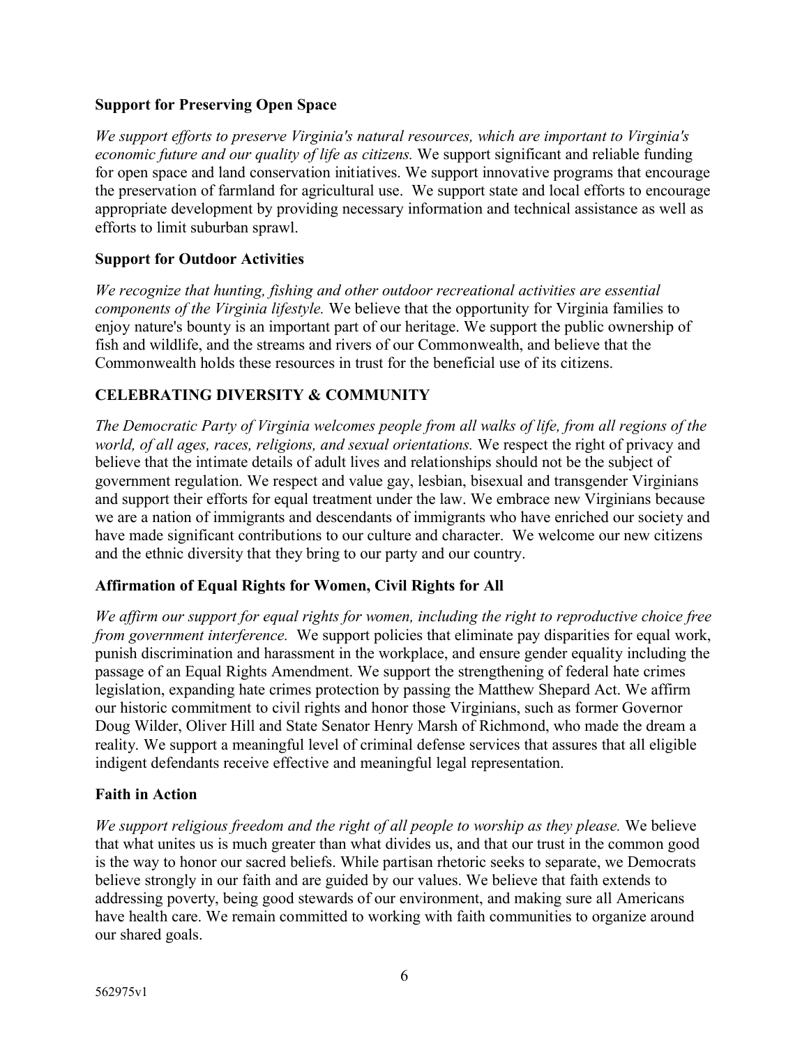### Support for Preserving Open Space

*We support efforts to preserve Virginia's natural resources, which are important to Virginia's economic future and our quality of life as citizens.* We support significant and reliable funding for open space and land conservation initiatives. We support innovative programs that encourage the preservation of farmland for agricultural use. We support state and local efforts to encourage appropriate development by providing necessary information and technical assistance as well as efforts to limit suburban sprawl.

### Support for Outdoor Activities

*We recognize that hunting, fishing and other outdoor recreational activities are essential components of the Virginia lifestyle.* We believe that the opportunity for Virginia families to enjoy nature's bounty is an important part of our heritage. We support the public ownership of fish and wildlife, and the streams and rivers of our Commonwealth, and believe that the Commonwealth holds these resources in trust for the beneficial use of its citizens.

## CELEBRATING DIVERSITY & COMMUNITY

*The Democratic Party of Virginia welcomes people from all walks of life, from all regions of the world, of all ages, races, religions, and sexual orientations.* We respect the right of privacy and believe that the intimate details of adult lives and relationships should not be the subject of government regulation. We respect and value gay, lesbian, bisexual and transgender Virginians and support their efforts for equal treatment under the law. We embrace new Virginians because we are a nation of immigrants and descendants of immigrants who have enriched our society and have made significant contributions to our culture and character. We welcome our new citizens and the ethnic diversity that they bring to our party and our country.

### Affirmation of Equal Rights for Women, Civil Rights for All

*We affirm our support for equal rights for women, including the right to reproductive choice free from government interference.* We support policies that eliminate pay disparities for equal work, punish discrimination and harassment in the workplace, and ensure gender equality including the passage of an Equal Rights Amendment. We support the strengthening of federal hate crimes legislation, expanding hate crimes protection by passing the Matthew Shepard Act. We affirm our historic commitment to civil rights and honor those Virginians, such as former Governor Doug Wilder, Oliver Hill and State Senator Henry Marsh of Richmond, who made the dream a reality. We support a meaningful level of criminal defense services that assures that all eligible indigent defendants receive effective and meaningful legal representation.

### Faith in Action

*We support religious freedom and the right of all people to worship as they please.* We believe that what unites us is much greater than what divides us, and that our trust in the common good is the way to honor our sacred beliefs. While partisan rhetoric seeks to separate, we Democrats believe strongly in our faith and are guided by our values. We believe that faith extends to addressing poverty, being good stewards of our environment, and making sure all Americans have health care. We remain committed to working with faith communities to organize around our shared goals.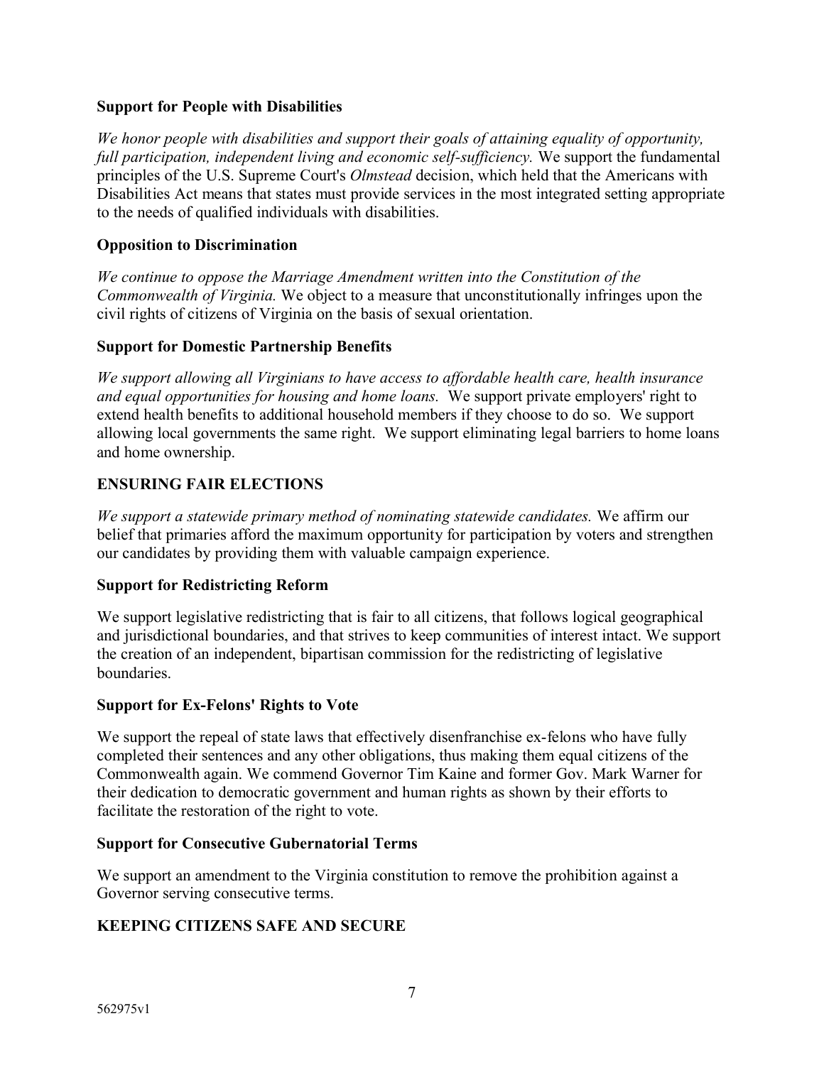### Support for People with Disabilities

*We honor people with disabilities and support their goals of attaining equality of opportunity, full participation, independent living and economic self-sufficiency.* We support the fundamental principles of the U.S. Supreme Court's *Olmstead* decision, which held that the Americans with Disabilities Act means that states must provide services in the most integrated setting appropriate to the needs of qualified individuals with disabilities.

### Opposition to Discrimination

*We continue to oppose the Marriage Amendment written into the Constitution of the Commonwealth of Virginia.* We object to a measure that unconstitutionally infringes upon the civil rights of citizens of Virginia on the basis of sexual orientation.

### Support for Domestic Partnership Benefits

*We support allowing all Virginians to have access to affordable health care, health insurance and equal opportunities for housing and home loans.* We support private employers' right to extend health benefits to additional household members if they choose to do so. We support allowing local governments the same right. We support eliminating legal barriers to home loans and home ownership.

## ENSURING FAIR ELECTIONS

*We support a statewide primary method of nominating statewide candidates.* We affirm our belief that primaries afford the maximum opportunity for participation by voters and strengthen our candidates by providing them with valuable campaign experience.

### Support for Redistricting Reform

We support legislative redistricting that is fair to all citizens, that follows logical geographical and jurisdictional boundaries, and that strives to keep communities of interest intact. We support the creation of an independent, bipartisan commission for the redistricting of legislative boundaries.

### Support for Ex-Felons' Rights to Vote

We support the repeal of state laws that effectively disenfranchise ex-felons who have fully completed their sentences and any other obligations, thus making them equal citizens of the Commonwealth again. We commend Governor Tim Kaine and former Gov. Mark Warner for their dedication to democratic government and human rights as shown by their efforts to facilitate the restoration of the right to vote.

### Support for Consecutive Gubernatorial Terms

We support an amendment to the Virginia constitution to remove the prohibition against a Governor serving consecutive terms.

## KEEPING CITIZENS SAFE AND SECURE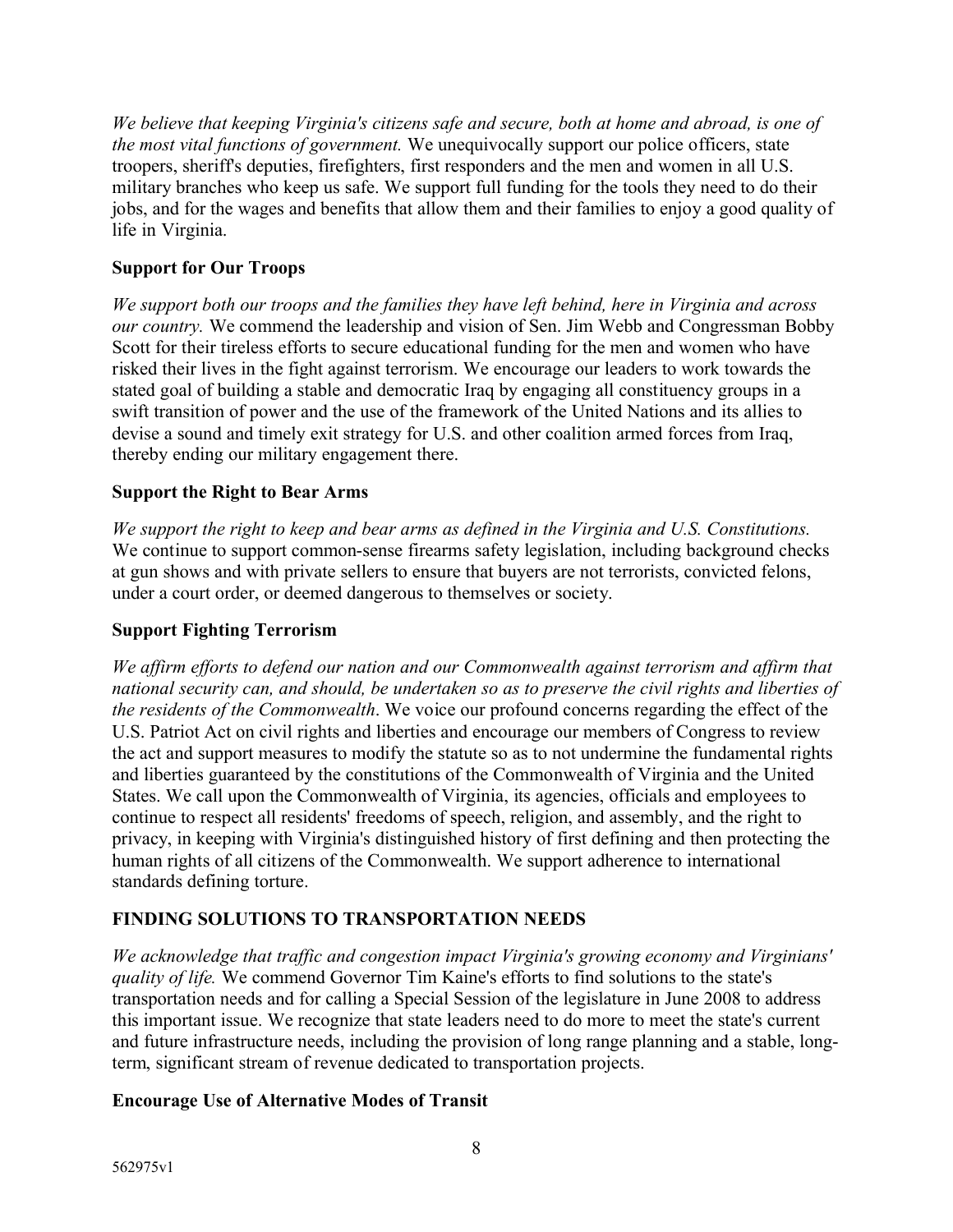*We believe that keeping Virginia's citizens safe and secure, both at home and abroad, is one of the most vital functions of government.* We unequivocally support our police officers, state troopers, sheriff's deputies, firefighters, first responders and the men and women in all U.S. military branches who keep us safe. We support full funding for the tools they need to do their jobs, and for the wages and benefits that allow them and their families to enjoy a good quality of life in Virginia.

### Support for Our Troops

*We support both our troops and the families they have left behind, here in Virginia and across our country.* We commend the leadership and vision of Sen. Jim Webb and Congressman Bobby Scott for their tireless efforts to secure educational funding for the men and women who have risked their lives in the fight against terrorism. We encourage our leaders to work towards the stated goal of building a stable and democratic Iraq by engaging all constituency groups in a swift transition of power and the use of the framework of the United Nations and its allies to devise a sound and timely exit strategy for U.S. and other coalition armed forces from Iraq, thereby ending our military engagement there.

### Support the Right to Bear Arms

*We support the right to keep and bear arms as defined in the Virginia and U.S. Constitutions.* We continue to support common-sense firearms safety legislation, including background checks at gun shows and with private sellers to ensure that buyers are not terrorists, convicted felons, under a court order, or deemed dangerous to themselves or society.

### Support Fighting Terrorism

*We affirm efforts to defend our nation and our Commonwealth against terrorism and affirm that national security can, and should, be undertaken so as to preserve the civil rights and liberties of the residents of the Commonwealth*. We voice our profound concerns regarding the effect of the U.S. Patriot Act on civil rights and liberties and encourage our members of Congress to review the act and support measures to modify the statute so as to not undermine the fundamental rights and liberties guaranteed by the constitutions of the Commonwealth of Virginia and the United States. We call upon the Commonwealth of Virginia, its agencies, officials and employees to continue to respect all residents' freedoms of speech, religion, and assembly, and the right to privacy, in keeping with Virginia's distinguished history of first defining and then protecting the human rights of all citizens of the Commonwealth. We support adherence to international standards defining torture.

## FINDING SOLUTIONS TO TRANSPORTATION NEEDS

*We acknowledge that traffic and congestion impact Virginia's growing economy and Virginians' quality of life.* We commend Governor Tim Kaine's efforts to find solutions to the state's transportation needs and for calling a Special Session of the legislature in June 2008 to address this important issue. We recognize that state leaders need to do more to meet the state's current and future infrastructure needs, including the provision of long range planning and a stable, long-term, significant stream of revenue dedicated to transportation projects.

### Encourage Use of Alternative Modes of Transit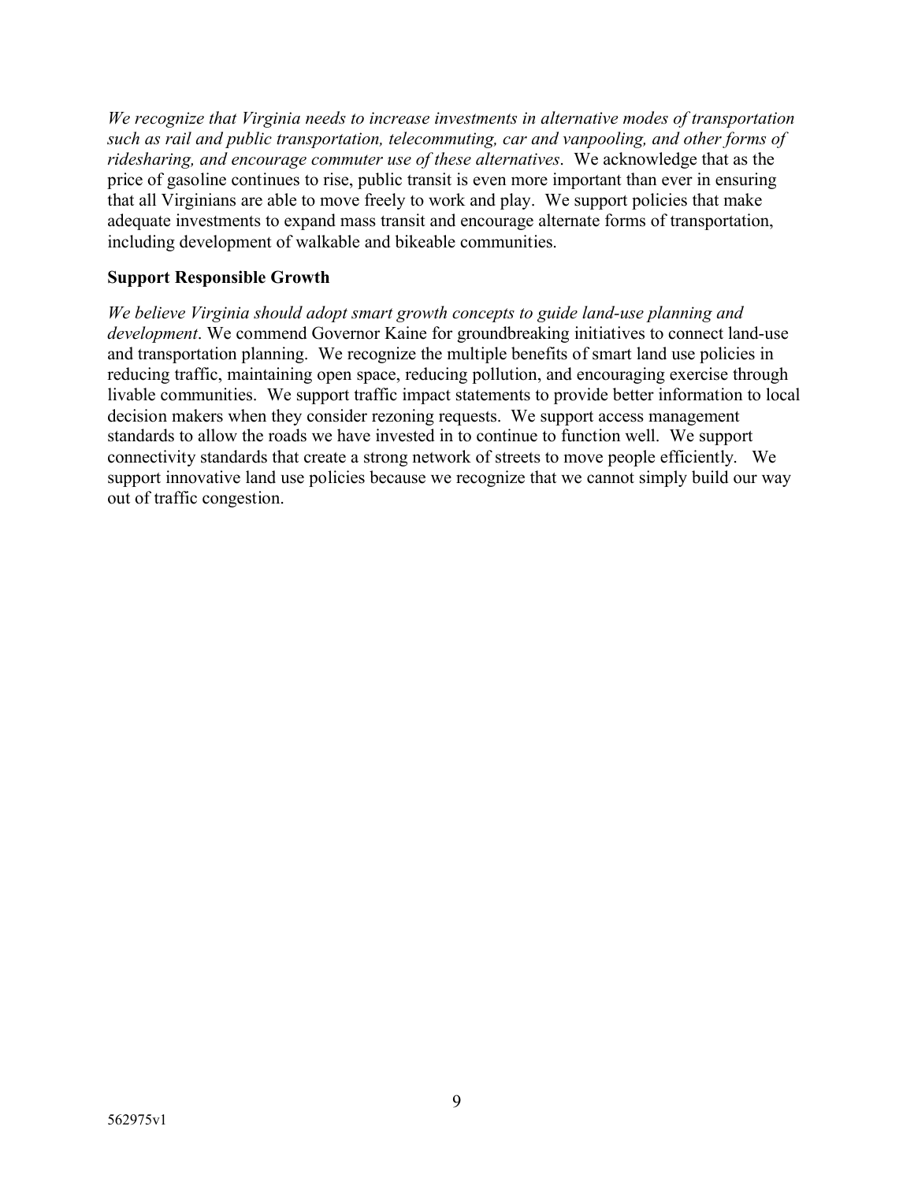*We recognize that Virginia needs to increase investments in alternative modes of transportation such as rail and public transportation, telecommuting, car and vanpooling, and other forms of ridesharing, and encourage commuter use of these alternatives*. We acknowledge that as the price of gasoline continues to rise, public transit is even more important than ever in ensuring that all Virginians are able to move freely to work and play. We support policies that make adequate investments to expand mass transit and encourage alternate forms of transportation, including development of walkable and bikeable communities.

**Support Responsible Growth**

*We believe Virginia should adopt smart growth concepts to guide land-use planning and development*. We commend Governor Kaine for groundbreaking initiatives to connect land-use and transportation planning. We recognize the multiple benefits of smart land use policies in reducing traffic, maintaining open space, reducing pollution, and encouraging exercise through livable communities. We support traffic impact statements to provide better information to local decision makers when they consider rezoning requests. We support access management standards to allow the roads we have invested in to continue to function well. We support connectivity standards that create a strong network of streets to move people efficiently. We support innovative land use policies because we recognize that we cannot simply build our way out of traffic congestion.

562975v1